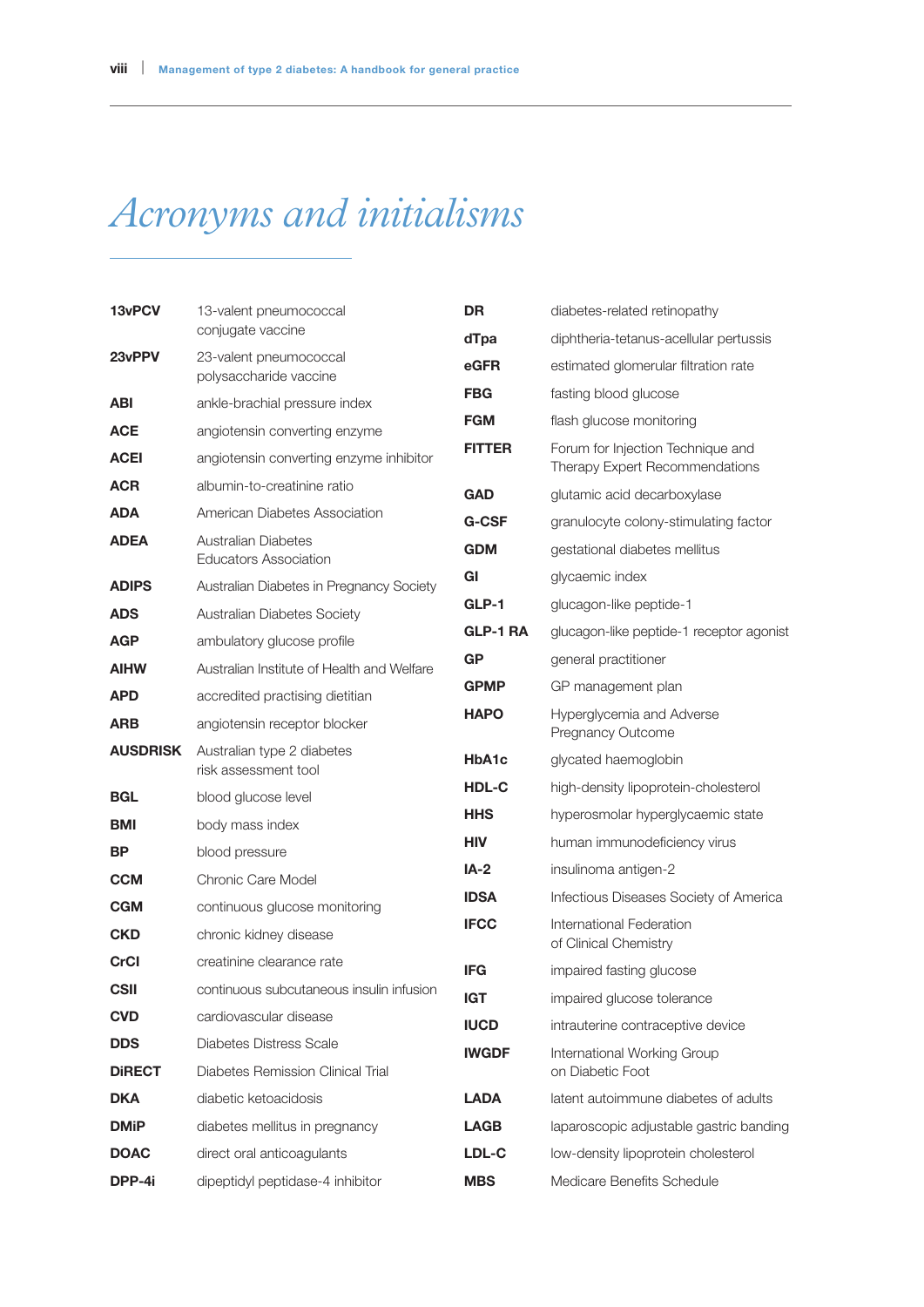# Acronyms and initialisms

| | |
|---|---|
| **13vPCV** | 13-valent pneumococcal conjugate vaccine |
| **23vPPV** | 23-valent pneumococcal polysaccharide vaccine |
| **ABI** | ankle-brachial pressure index |
| **ACE** | angiotensin converting enzyme |
| **ACEI** | angiotensin converting enzyme inhibitor |
| **ACR** | albumin-to-creatinine ratio |
| **ADA** | American Diabetes Association |
| **ADEA** | Australian Diabetes Educators Association |
| **ADIPS** | Australian Diabetes in Pregnancy Society |
| **ADS** | Australian Diabetes Society |
| **AGP** | ambulatory glucose profile |
| **AIHW** | Australian Institute of Health and Welfare |
| **APD** | accredited practising dietitian |
| **ARB** | angiotensin receptor blocker |
| **AUSDRISK** | Australian type 2 diabetes risk assessment tool |
| **BGL** | blood glucose level |
| **BMI** | body mass index |
| **BP** | blood pressure |
| **CCM** | Chronic Care Model |
| **CGM** | continuous glucose monitoring |
| **CKD** | chronic kidney disease |
| **CrCl** | creatinine clearance rate |
| **CSII** | continuous subcutaneous insulin infusion |
| **CVD** | cardiovascular disease |
| **DDS** | Diabetes Distress Scale |
| **DiRECT** | Diabetes Remission Clinical Trial |
| **DKA** | diabetic ketoacidosis |
| **DMiP** | diabetes mellitus in pregnancy |
| **DOAC** | direct oral anticoagulants |
| **DPP-4i** | dipeptidyl peptidase-4 inhibitor |
| **DR** | diabetes-related retinopathy |
| **dTpa** | diphtheria-tetanus-acellular pertussis |
| **eGFR** | estimated glomerular filtration rate |
| **FBG** | fasting blood glucose |
| **FGM** | flash glucose monitoring |
| **FITTER** | Forum for Injection Technique and Therapy Expert Recommendations |
| **GAD** | glutamic acid decarboxylase |
| **G-CSF** | granulocyte colony-stimulating factor |
| **GDM** | gestational diabetes mellitus |
| **GI** | glycaemic index |
| **GLP-1** | glucagon-like peptide-1 |
| **GLP-1 RA** | glucagon-like peptide-1 receptor agonist |
| **GP** | general practitioner |
| **GPMP** | GP management plan |
| **HAPO** | Hyperglycemia and Adverse Pregnancy Outcome |
| **HbA1c** | glycated haemoglobin |
| **HDL-C** | high-density lipoprotein-cholesterol |
| **HHS** | hyperosmolar hyperglycaemic state |
| **HIV** | human immunodeficiency virus |
| **IA-2** | insulinoma antigen-2 |
| **IDSA** | Infectious Diseases Society of America |
| **IFCC** | International Federation of Clinical Chemistry |
| **IFG** | impaired fasting glucose |
| **IGT** | impaired glucose tolerance |
| **IUCD** | intrauterine contraceptive device |
| **IWGDF** | International Working Group on Diabetic Foot |
| **LADA** | latent autoimmune diabetes of adults |
| **LAGB** | laparoscopic adjustable gastric banding |
| **LDL-C** | low-density lipoprotein cholesterol |
| **MBS** | Medicare Benefits Schedule |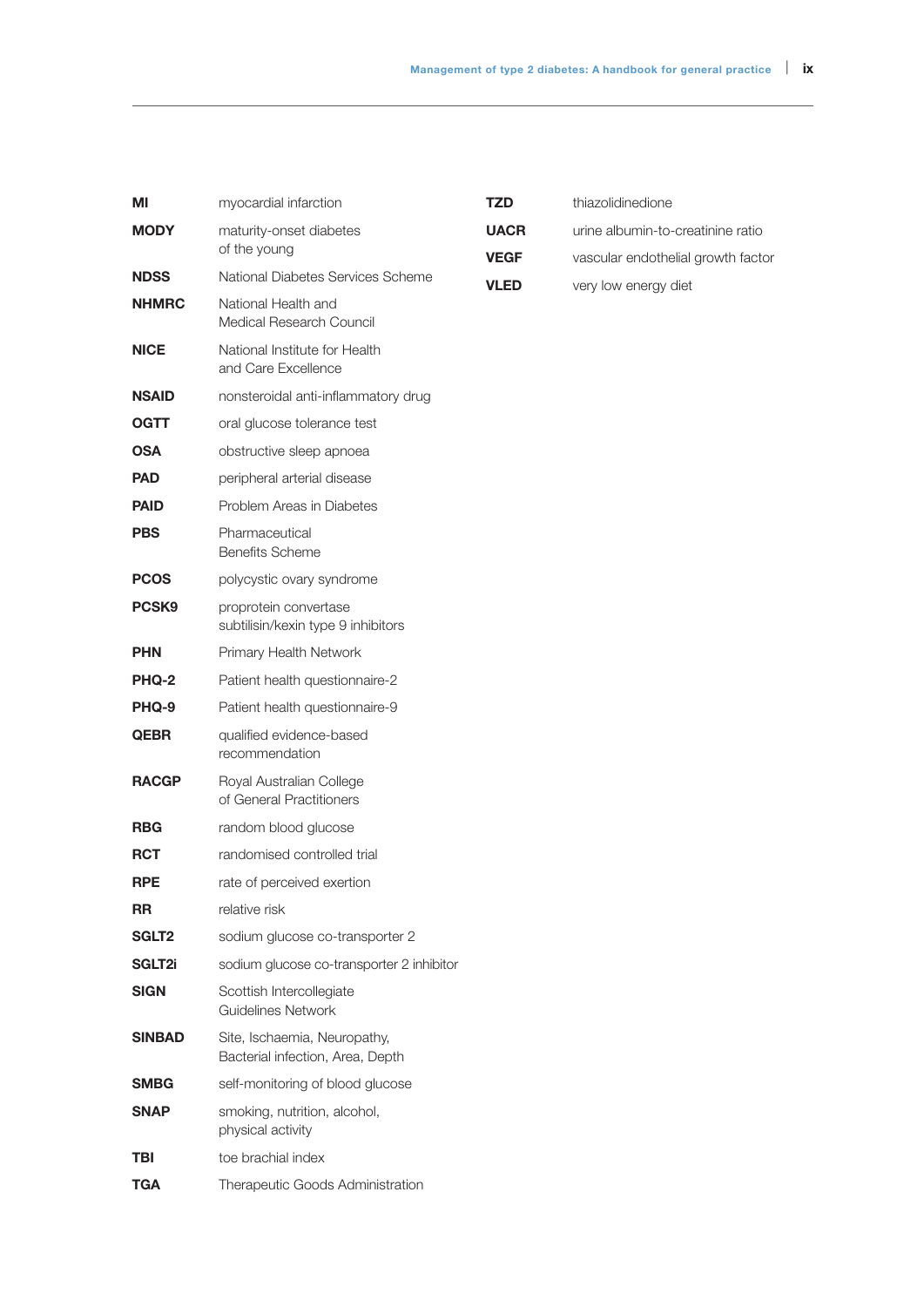| | |
|---|---|
| **MI** | myocardial infarction |
| **MODY** | maturity-onset diabetes of the young |
| **NDSS** | National Diabetes Services Scheme |
| **NHMRC** | National Health and Medical Research Council |
| **NICE** | National Institute for Health and Care Excellence |
| **NSAID** | nonsteroidal anti-inflammatory drug |
| **OGTT** | oral glucose tolerance test |
| **OSA** | obstructive sleep apnoea |
| **PAD** | peripheral arterial disease |
| **PAID** | Problem Areas in Diabetes |
| **PBS** | Pharmaceutical Benefits Scheme |
| **PCOS** | polycystic ovary syndrome |
| **PCSK9** | proprotein convertase subtilisin/kexin type 9 inhibitors |
| **PHN** | Primary Health Network |
| **PHQ-2** | Patient health questionnaire-2 |
| **PHQ-9** | Patient health questionnaire-9 |
| **QEBR** | qualified evidence-based recommendation |
| **RACGP** | Royal Australian College of General Practitioners |
| **RBG** | random blood glucose |
| **RCT** | randomised controlled trial |
| **RPE** | rate of perceived exertion |
| **RR** | relative risk |
| **SGLT2** | sodium glucose co-transporter 2 |
| **SGLT2i** | sodium glucose co-transporter 2 inhibitor |
| **SIGN** | Scottish Intercollegiate Guidelines Network |
| **SINBAD** | Site, Ischaemia, Neuropathy, Bacterial infection, Area, Depth |
| **SMBG** | self-monitoring of blood glucose |
| **SNAP** | smoking, nutrition, alcohol, physical activity |
| **TBI** | toe brachial index |
| **TGA** | Therapeutic Goods Administration |
| **TZD** | thiazolidinedione |
| **UACR** | urine albumin-to-creatinine ratio |
| **VEGF** | vascular endothelial growth factor |
| **VLED** | very low energy diet |